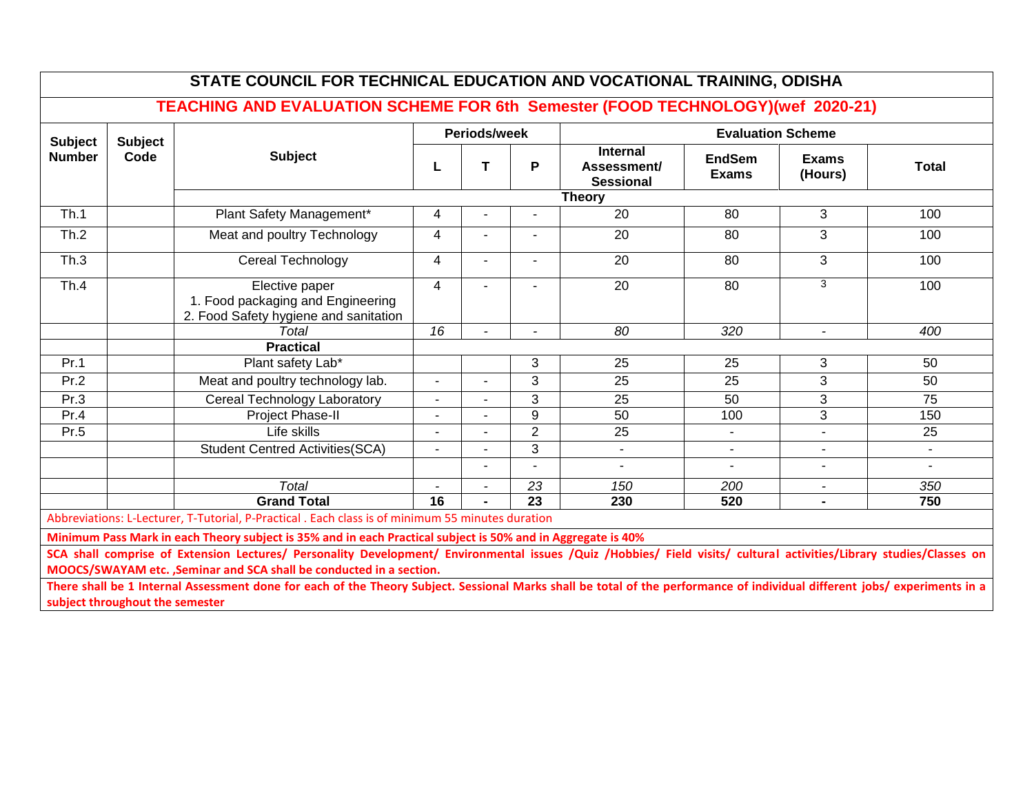# STATE COUNCIL FOR TECHNICAL EDUCATION AND VOCATIONAL TRAINING, ODISHA

## TEACHING AND EVALUATION SCHEME FOR 6th Semester (FOOD TECHNOLOGY)(wef 2020-21)

| Subject Number | Subject Code | Subject | Periods/week | | | Evaluation Scheme | | | |
|---|---|---|---|---|---|---|---|---|---|
| | | | L | T | P | Internal Assessment/ Sessional | EndSem Exams | Exams (Hours) | Total |
| | | **Theory** | | | | | | | |
| Th.1 | | Plant Safety Management* | 4 | - | - | 20 | 80 | 3 | 100 |
| Th.2 | | Meat and poultry Technology | 4 | - | - | 20 | 80 | 3 | 100 |
| Th.3 | | Cereal Technology | 4 | - | - | 20 | 80 | 3 | 100 |
| Th.4 | | Elective paper<br>1. Food packaging and Engineering<br>2. Food Safety hygiene and sanitation | 4 | - | - | 20 | 80 | 3 | 100 |
| | | *Total* | *16* | - | - | *80* | *320* | - | *400* |
| | | **Practical** | | | | | | | |
| Pr.1 | | Plant safety Lab* | | | 3 | 25 | 25 | 3 | 50 |
| Pr.2 | | Meat and poultry technology lab. | - | - | 3 | 25 | 25 | 3 | 50 |
| Pr.3 | | Cereal Technology Laboratory | - | - | 3 | 25 | 50 | 3 | 75 |
| Pr.4 | | Project Phase-II | - | - | 9 | 50 | 100 | 3 | 150 |
| Pr.5 | | Life skills | - | - | 2 | 25 | - | - | 25 |
| | | Student Centred Activities(SCA) | - | - | 3 | - | - | - | - |
| | | | | - | - | - | - | - | - |
| | | *Total* | - | - | *23* | *150* | *200* | - | *350* |
| | | **Grand Total** | **16** | **-** | **23** | **230** | **520** | **-** | **750** |

Abbreviations: L-Lecturer, T-Tutorial, P-Practical . Each class is of minimum 55 minutes duration

**Minimum Pass Mark in each Theory subject is 35% and in each Practical subject is 50% and in Aggregate is 40%**

**SCA shall comprise of Extension Lectures/ Personality Development/ Environmental issues /Quiz /Hobbies/ Field visits/ cultural activities/Library studies/Classes on MOOCS/SWAYAM etc. ,Seminar and SCA shall be conducted in a section.**

**There shall be 1 Internal Assessment done for each of the Theory Subject. Sessional Marks shall be total of the performance of individual different jobs/ experiments in a subject throughout the semester**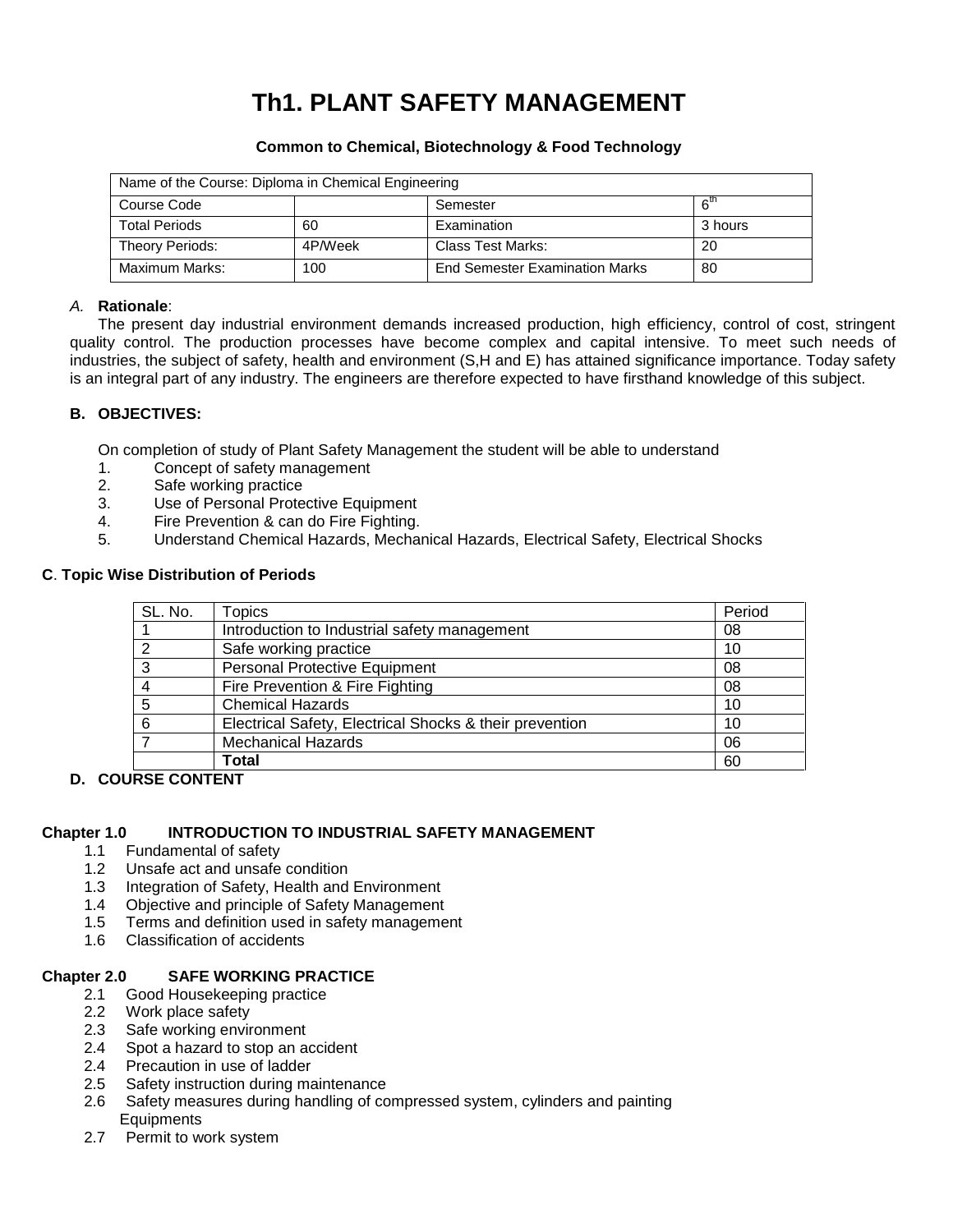# Th1. PLANT SAFETY MANAGEMENT

**Common to Chemical, Biotechnology & Food Technology**

| Name of the Course: Diploma in Chemical Engineering | | | |
|---|---|---|---|
| Course Code | | Semester | 6th |
| Total Periods | 60 | Examination | 3 hours |
| Theory Periods: | 4P/Week | Class Test Marks: | 20 |
| Maximum Marks: | 100 | End Semester Examination Marks | 80 |

*A.* **Rationale**:

The present day industrial environment demands increased production, high efficiency, control of cost, stringent quality control. The production processes have become complex and capital intensive. To meet such needs of industries, the subject of safety, health and environment (S,H and E) has attained significance importance. Today safety is an integral part of any industry. The engineers are therefore expected to have firsthand knowledge of this subject.

**B. OBJECTIVES:**

On completion of study of Plant Safety Management the student will be able to understand

1. Concept of safety management
2. Safe working practice
3. Use of Personal Protective Equipment
4. Fire Prevention & can do Fire Fighting.
5. Understand Chemical Hazards, Mechanical Hazards, Electrical Safety, Electrical Shocks

**C**. **Topic Wise Distribution of Periods**

| SL. No. | Topics | Period |
|---|---|---|
| 1 | Introduction to Industrial safety management | 08 |
| 2 | Safe working practice | 10 |
| 3 | Personal Protective Equipment | 08 |
| 4 | Fire Prevention & Fire Fighting | 08 |
| 5 | Chemical Hazards | 10 |
| 6 | Electrical Safety, Electrical Shocks & their prevention | 10 |
| 7 | Mechanical Hazards | 06 |
| | **Total** | 60 |

**D. COURSE CONTENT**

**Chapter 1.0 INTRODUCTION TO INDUSTRIAL SAFETY MANAGEMENT**

- 1.1 Fundamental of safety
- 1.2 Unsafe act and unsafe condition
- 1.3 Integration of Safety, Health and Environment
- 1.4 Objective and principle of Safety Management
- 1.5 Terms and definition used in safety management
- 1.6 Classification of accidents

**Chapter 2.0 SAFE WORKING PRACTICE**

- 2.1 Good Housekeeping practice
- 2.2 Work place safety
- 2.3 Safe working environment
- 2.4 Spot a hazard to stop an accident
- 2.4 Precaution in use of ladder
- 2.5 Safety instruction during maintenance
- 2.6 Safety measures during handling of compressed system, cylinders and painting Equipments
- 2.7 Permit to work system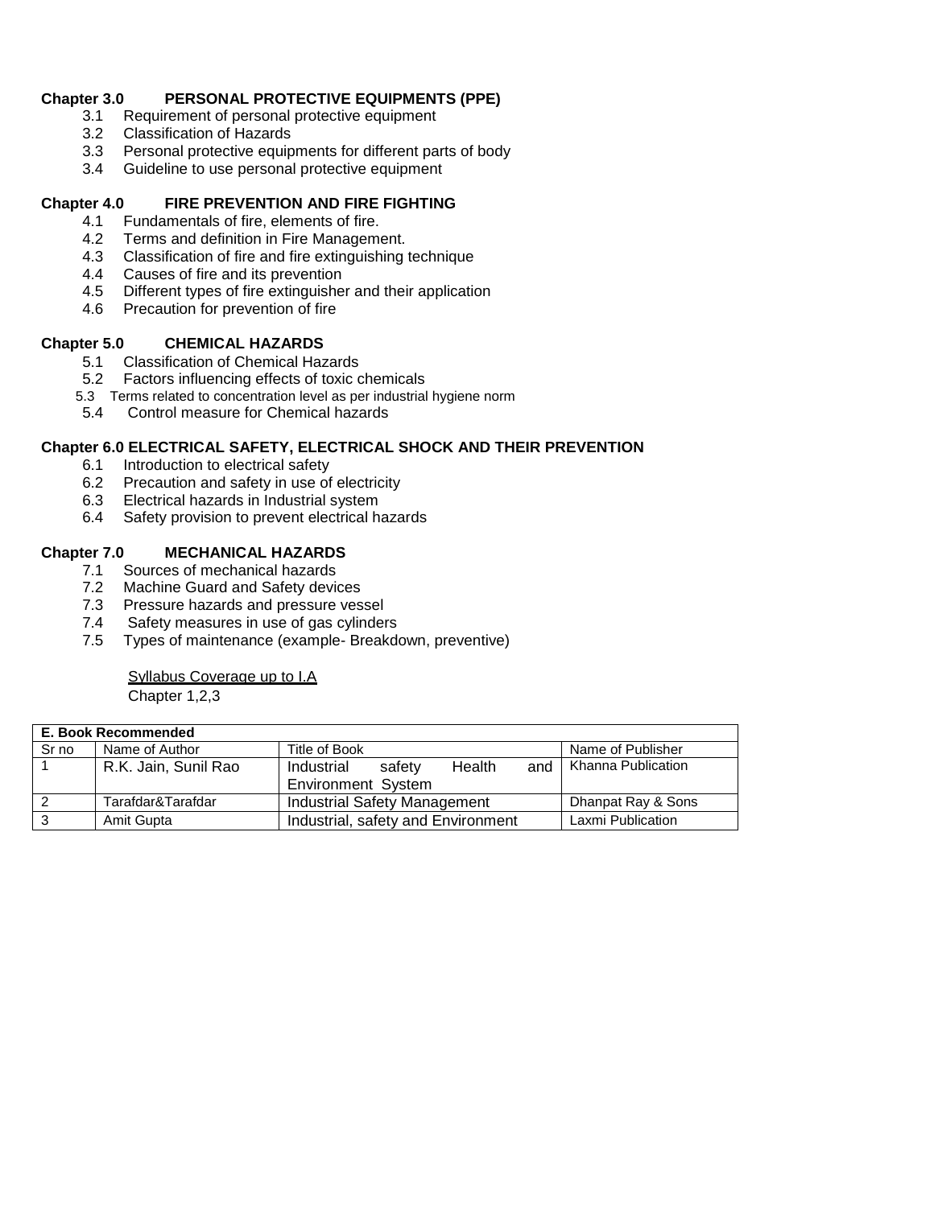**Chapter 3.0 PERSONAL PROTECTIVE EQUIPMENTS (PPE)**

3.1 Requirement of personal protective equipment
3.2 Classification of Hazards
3.3 Personal protective equipments for different parts of body
3.4 Guideline to use personal protective equipment

**Chapter 4.0 FIRE PREVENTION AND FIRE FIGHTING**

4.1 Fundamentals of fire, elements of fire.
4.2 Terms and definition in Fire Management.
4.3 Classification of fire and fire extinguishing technique
4.4 Causes of fire and its prevention
4.5 Different types of fire extinguisher and their application
4.6 Precaution for prevention of fire

**Chapter 5.0 CHEMICAL HAZARDS**

5.1 Classification of Chemical Hazards
5.2 Factors influencing effects of toxic chemicals
5.3 Terms related to concentration level as per industrial hygiene norm
5.4 Control measure for Chemical hazards

**Chapter 6.0 ELECTRICAL SAFETY, ELECTRICAL SHOCK AND THEIR PREVENTION**

6.1 Introduction to electrical safety
6.2 Precaution and safety in use of electricity
6.3 Electrical hazards in Industrial system
6.4 Safety provision to prevent electrical hazards

**Chapter 7.0 MECHANICAL HAZARDS**

7.1 Sources of mechanical hazards
7.2 Machine Guard and Safety devices
7.3 Pressure hazards and pressure vessel
7.4 Safety measures in use of gas cylinders
7.5 Types of maintenance (example- Breakdown, preventive)

<u>Syllabus Coverage up to I.A</u>
Chapter 1,2,3

| **E. Book Recommended** | | | |
|---|---|---|---|
| Sr no | Name of Author | Title of Book | Name of Publisher |
| 1 | R.K. Jain, Sunil Rao | Industrial safety Health and Environment System | Khanna Publication |
| 2 | Tarafdar&Tarafdar | Industrial Safety Management | Dhanpat Ray & Sons |
| 3 | Amit Gupta | Industrial, safety and Environment | Laxmi Publication |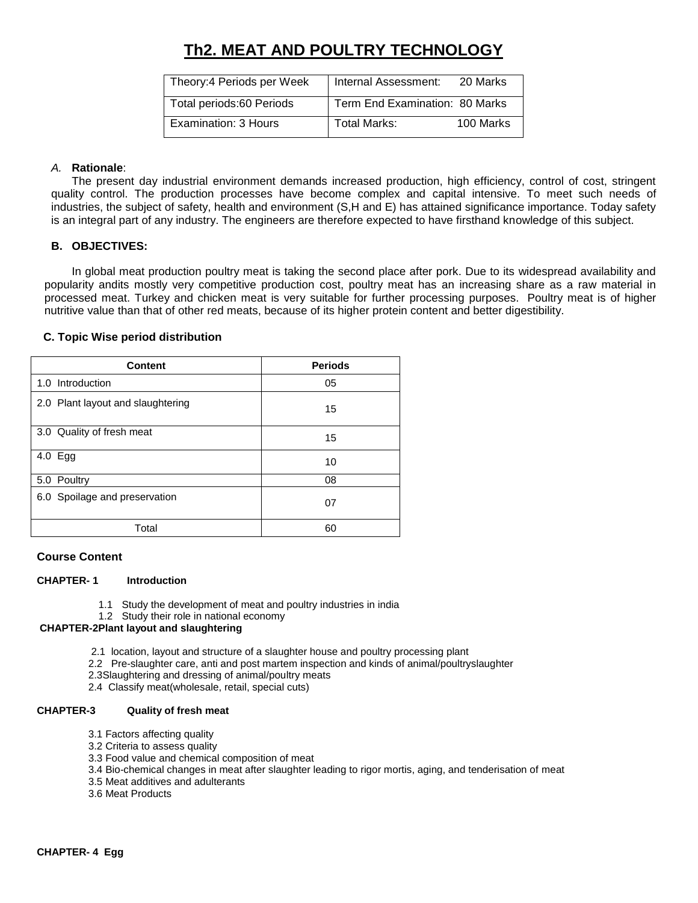# Th2. MEAT AND POULTRY TECHNOLOGY

| Theory:4 Periods per Week | Internal Assessment: 20 Marks |
|---|---|
| Total periods:60 Periods | Term End Examination: 80 Marks |
| Examination: 3 Hours | Total Marks: 100 Marks |

*A.* **Rationale**:

The present day industrial environment demands increased production, high efficiency, control of cost, stringent quality control. The production processes have become complex and capital intensive. To meet such needs of industries, the subject of safety, health and environment (S,H and E) has attained significance importance. Today safety is an integral part of any industry. The engineers are therefore expected to have firsthand knowledge of this subject.

**B. OBJECTIVES:**

In global meat production poultry meat is taking the second place after pork. Due to its widespread availability and popularity andits mostly very competitive production cost, poultry meat has an increasing share as a raw material in processed meat. Turkey and chicken meat is very suitable for further processing purposes. Poultry meat is of higher nutritive value than that of other red meats, because of its higher protein content and better digestibility.

**C. Topic Wise period distribution**

| Content | Periods |
|---|---|
| 1.0 Introduction | 05 |
| 2.0 Plant layout and slaughtering | 15 |
| 3.0 Quality of fresh meat | 15 |
| 4.0 Egg | 10 |
| 5.0 Poultry | 08 |
| 6.0 Spoilage and preservation | 07 |
| Total | 60 |

**Course Content**

**CHAPTER- 1 Introduction**

1.1 Study the development of meat and poultry industries in india
1.2 Study their role in national economy

**CHAPTER-2Plant layout and slaughtering**

2.1 location, layout and structure of a slaughter house and poultry processing plant
2.2 Pre-slaughter care, anti and post martem inspection and kinds of animal/poultryslaughter
2.3Slaughtering and dressing of animal/poultry meats
2.4 Classify meat(wholesale, retail, special cuts)

**CHAPTER-3 Quality of fresh meat**

3.1 Factors affecting quality
3.2 Criteria to assess quality
3.3 Food value and chemical composition of meat
3.4 Bio-chemical changes in meat after slaughter leading to rigor mortis, aging, and tenderisation of meat
3.5 Meat additives and adulterants
3.6 Meat Products

**CHAPTER- 4 Egg**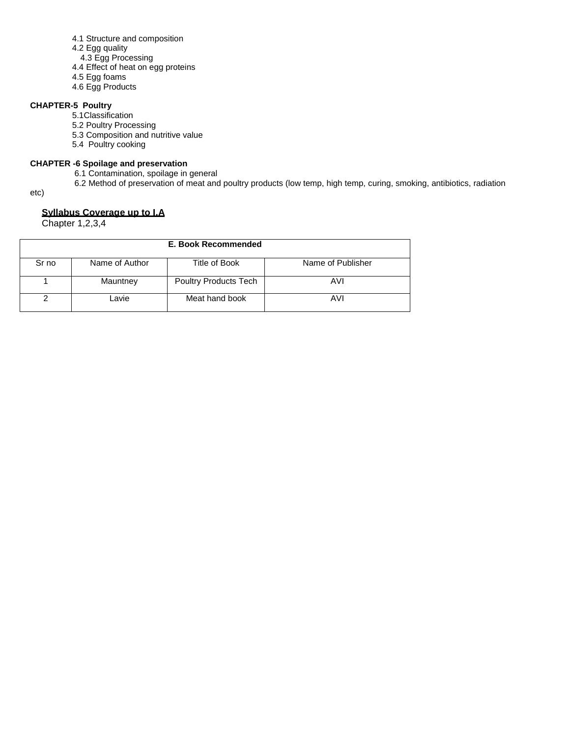- 4.1 Structure and composition
- 4.2 Egg quality
- 4.3 Egg Processing
- 4.4 Effect of heat on egg proteins
- 4.5 Egg foams
- 4.6 Egg Products

**CHAPTER-5 Poultry**

- 5.1Classification
- 5.2 Poultry Processing
- 5.3 Composition and nutritive value
- 5.4 Poultry cooking

**CHAPTER -6 Spoilage and preservation**

- 6.1 Contamination, spoilage in general
- 6.2 Method of preservation of meat and poultry products (low temp, high temp, curing, smoking, antibiotics, radiation etc)

**Syllabus Coverage up to I.A**

Chapter 1,2,3,4

| E. Book Recommended | | | |
|---|---|---|---|
| Sr no | Name of Author | Title of Book | Name of Publisher |
| 1 | Mauntney | Poultry Products Tech | AVI |
| 2 | Lavie | Meat hand book | AVI |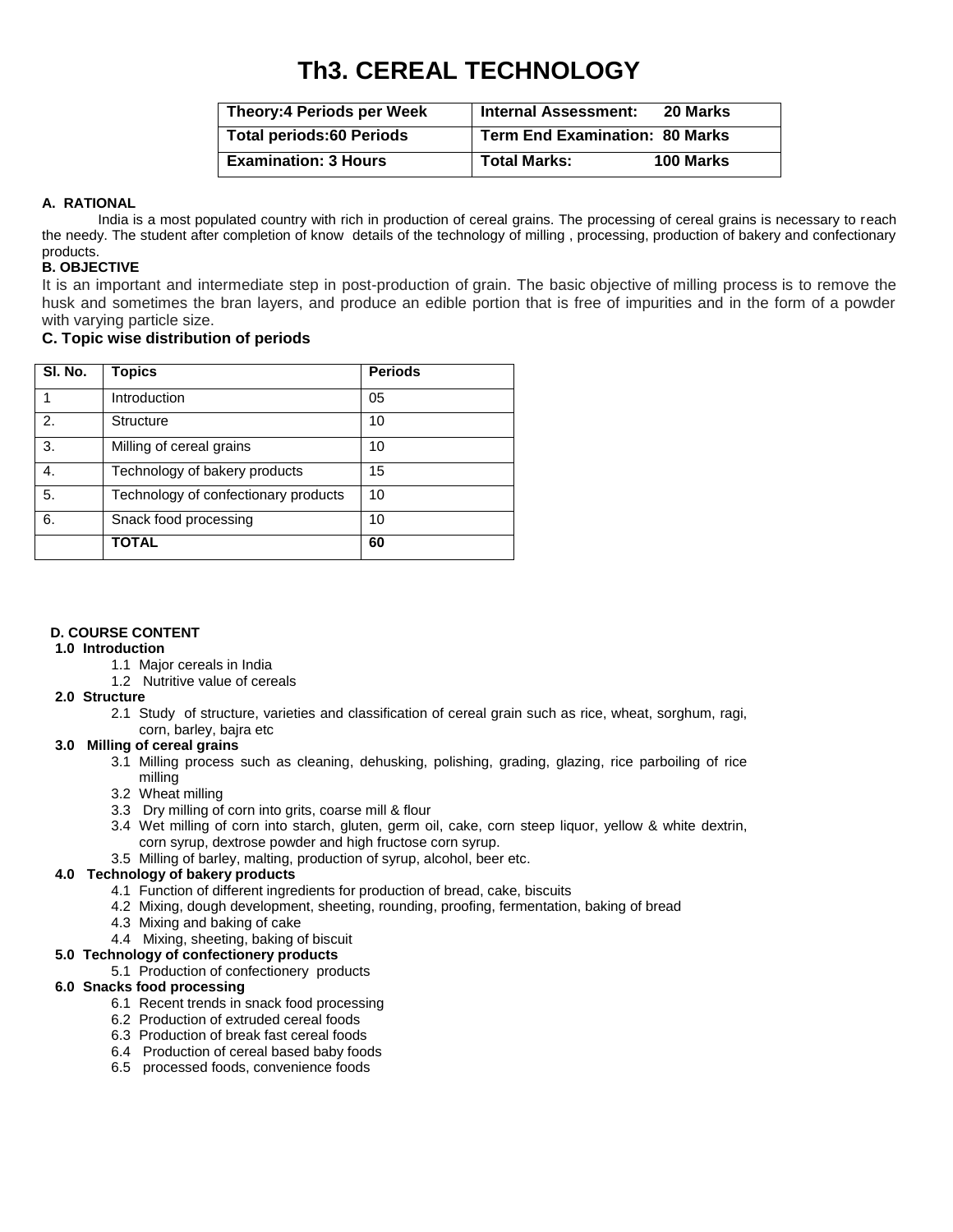# Th3. CEREAL TECHNOLOGY

| Theory:4 Periods per Week | Internal Assessment: 20 Marks |
|---|---|
| Total periods:60 Periods | Term End Examination: 80 Marks |
| Examination: 3 Hours | Total Marks: 100 Marks |

**A. RATIONAL**

India is a most populated country with rich in production of cereal grains. The processing of cereal grains is necessary to reach the needy. The student after completion of know details of the technology of milling , processing, production of bakery and confectionary products.

**B. OBJECTIVE**

It is an important and intermediate step in post-production of grain. The basic objective of milling process is to remove the husk and sometimes the bran layers, and produce an edible portion that is free of impurities and in the form of a powder with varying particle size.

**C. Topic wise distribution of periods**

| Sl. No. | Topics | Periods |
|---|---|---|
| 1 | Introduction | 05 |
| 2. | Structure | 10 |
| 3. | Milling of cereal grains | 10 |
| 4. | Technology of bakery products | 15 |
| 5. | Technology of confectionary products | 10 |
| 6. | Snack food processing | 10 |
| | **TOTAL** | **60** |

**D. COURSE CONTENT**

**1.0 Introduction**

- 1.1 Major cereals in India
- 1.2 Nutritive value of cereals

**2.0 Structure**

- 2.1 Study of structure, varieties and classification of cereal grain such as rice, wheat, sorghum, ragi, corn, barley, bajra etc

**3.0 Milling of cereal grains**

- 3.1 Milling process such as cleaning, dehusking, polishing, grading, glazing, rice parboiling of rice milling
- 3.2 Wheat milling
- 3.3 Dry milling of corn into grits, coarse mill & flour
- 3.4 Wet milling of corn into starch, gluten, germ oil, cake, corn steep liquor, yellow & white dextrin, corn syrup, dextrose powder and high fructose corn syrup.
- 3.5 Milling of barley, malting, production of syrup, alcohol, beer etc.

**4.0 Technology of bakery products**

- 4.1 Function of different ingredients for production of bread, cake, biscuits
- 4.2 Mixing, dough development, sheeting, rounding, proofing, fermentation, baking of bread
- 4.3 Mixing and baking of cake
- 4.4 Mixing, sheeting, baking of biscuit

**5.0 Technology of confectionery products**

- 5.1 Production of confectionery products

**6.0 Snacks food processing**

- 6.1 Recent trends in snack food processing
- 6.2 Production of extruded cereal foods
- 6.3 Production of break fast cereal foods
- 6.4 Production of cereal based baby foods
- 6.5 processed foods, convenience foods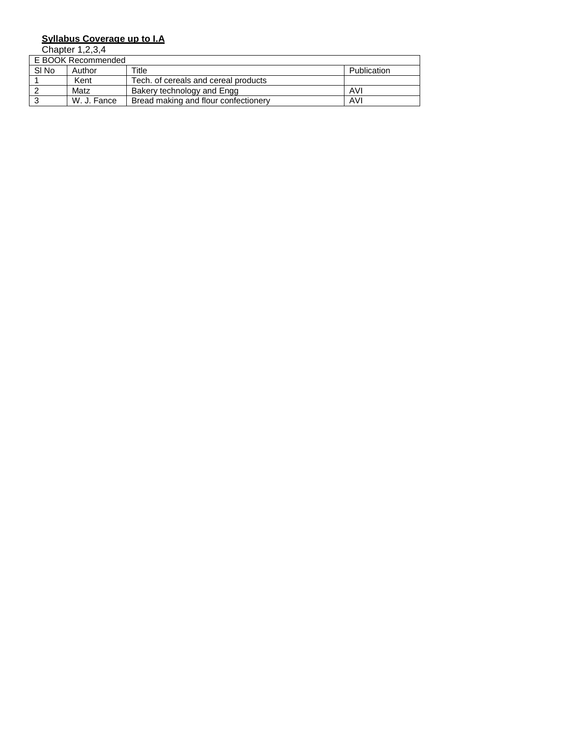**Syllabus Coverage up to I.A**

Chapter 1,2,3,4

| E BOOK Recommended | | | |
|---|---|---|---|
| Sl No | Author | Title | Publication |
| 1 | Kent | Tech. of cereals and cereal products | |
| 2 | Matz | Bakery technology and Engg | AVI |
| 3 | W. J. Fance | Bread making and flour confectionery | AVI |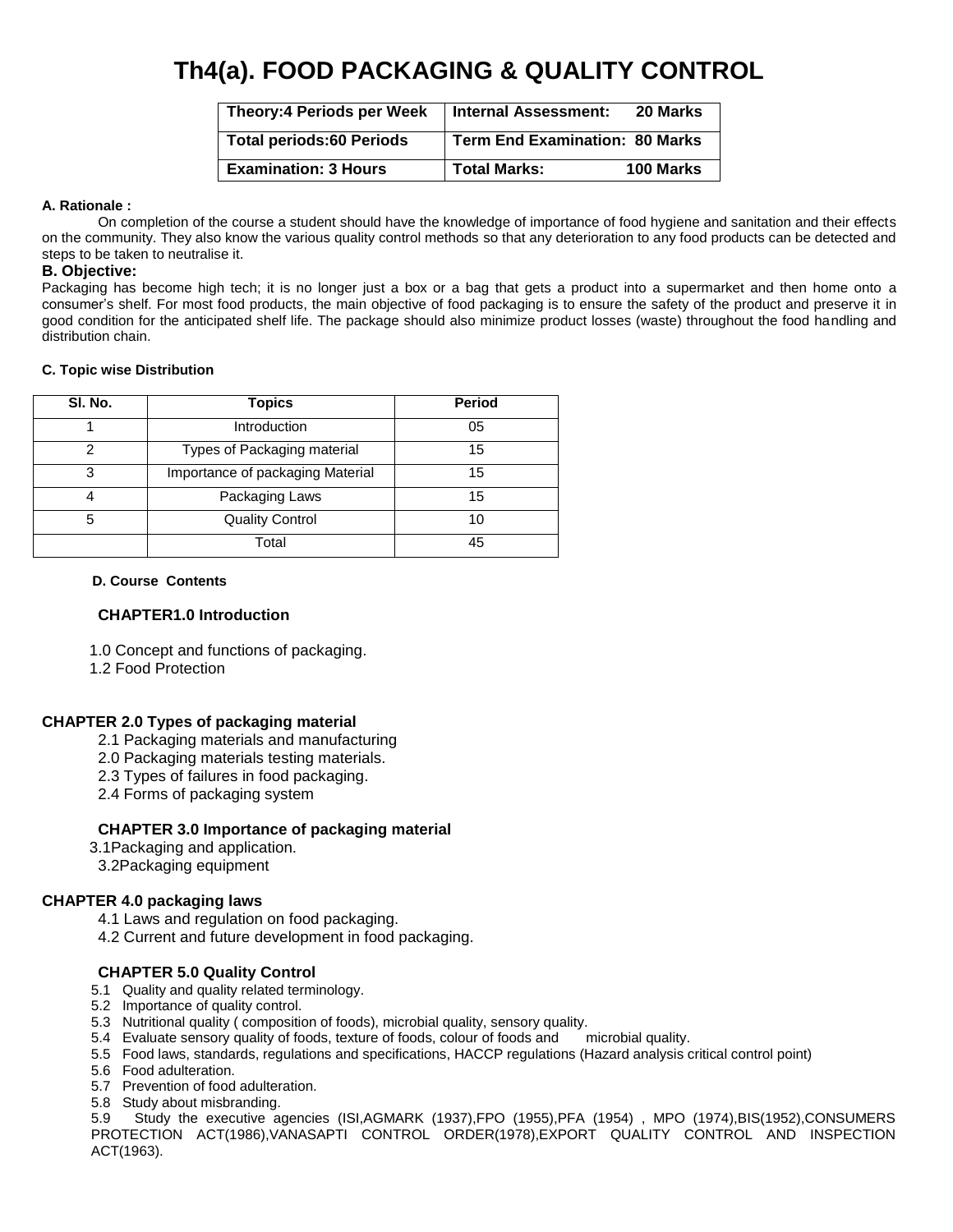# Th4(a). FOOD PACKAGING & QUALITY CONTROL

| Theory:4 Periods per Week | Internal Assessment: 20 Marks |
|---|---|
| Total periods:60 Periods | Term End Examination: 80 Marks |
| Examination: 3 Hours | Total Marks: 100 Marks |

**A. Rationale :**

On completion of the course a student should have the knowledge of importance of food hygiene and sanitation and their effects on the community. They also know the various quality control methods so that any deterioration to any food products can be detected and steps to be taken to neutralise it.

**B. Objective:**

Packaging has become high tech; it is no longer just a box or a bag that gets a product into a supermarket and then home onto a consumer's shelf. For most food products, the main objective of food packaging is to ensure the safety of the product and preserve it in good condition for the anticipated shelf life. The package should also minimize product losses (waste) throughout the food handling and distribution chain.

**C. Topic wise Distribution**

| Sl. No. | Topics | Period |
|---|---|---|
| 1 | Introduction | 05 |
| 2 | Types of Packaging material | 15 |
| 3 | Importance of packaging Material | 15 |
| 4 | Packaging Laws | 15 |
| 5 | Quality Control | 10 |
| | Total | 45 |

**D. Course Contents**

**CHAPTER1.0 Introduction**

1.0 Concept and functions of packaging.
1.2 Food Protection

**CHAPTER 2.0 Types of packaging material**

2.1 Packaging materials and manufacturing
2.0 Packaging materials testing materials.
2.3 Types of failures in food packaging.
2.4 Forms of packaging system

**CHAPTER 3.0 Importance of packaging material**

3.1Packaging and application.
3.2Packaging equipment

**CHAPTER 4.0 packaging laws**

4.1 Laws and regulation on food packaging.
4.2 Current and future development in food packaging.

**CHAPTER 5.0 Quality Control**

5.1 Quality and quality related terminology.
5.2 Importance of quality control.
5.3 Nutritional quality ( composition of foods), microbial quality, sensory quality.
5.4 Evaluate sensory quality of foods, texture of foods, colour of foods and microbial quality.
5.5 Food laws, standards, regulations and specifications, HACCP regulations (Hazard analysis critical control point)
5.6 Food adulteration.
5.7 Prevention of food adulteration.
5.8 Study about misbranding.
5.9 Study the executive agencies (ISI,AGMARK (1937),FPO (1955),PFA (1954) , MPO (1974),BIS(1952),CONSUMERS PROTECTION ACT(1986),VANASAPTI CONTROL ORDER(1978),EXPORT QUALITY CONTROL AND INSPECTION ACT(1963).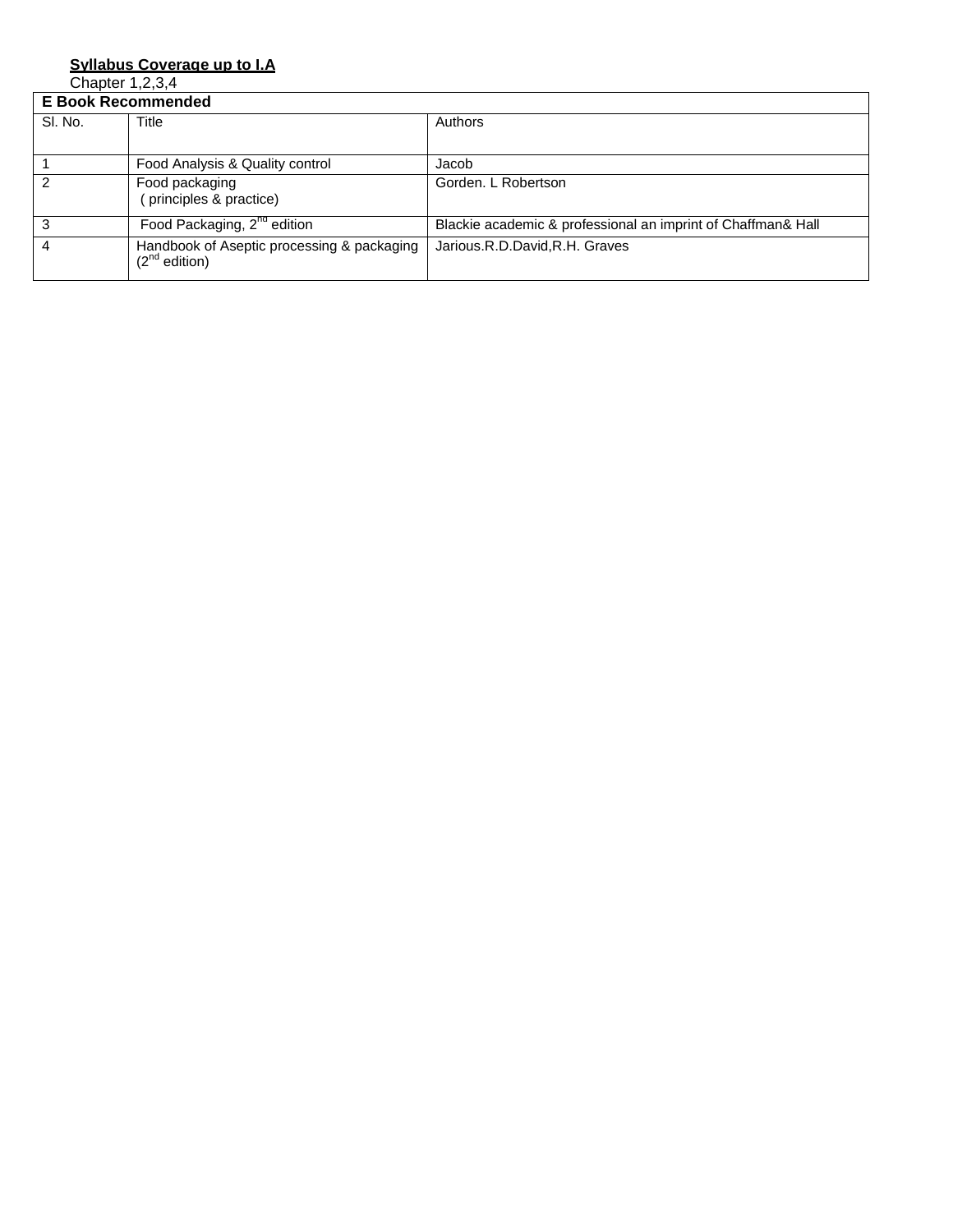**Syllabus Coverage up to I.A**

Chapter 1,2,3,4

| E Book Recommended | | |
|---|---|---|
| Sl. No. | Title | Authors |
| 1 | Food Analysis & Quality control | Jacob |
| 2 | Food packaging<br>( principles & practice) | Gorden. L Robertson |
| 3 | Food Packaging, 2nd edition | Blackie academic & professional an imprint of Chaffman& Hall |
| 4 | Handbook of Aseptic processing & packaging (2nd edition) | Jarious.R.D.David,R.H. Graves |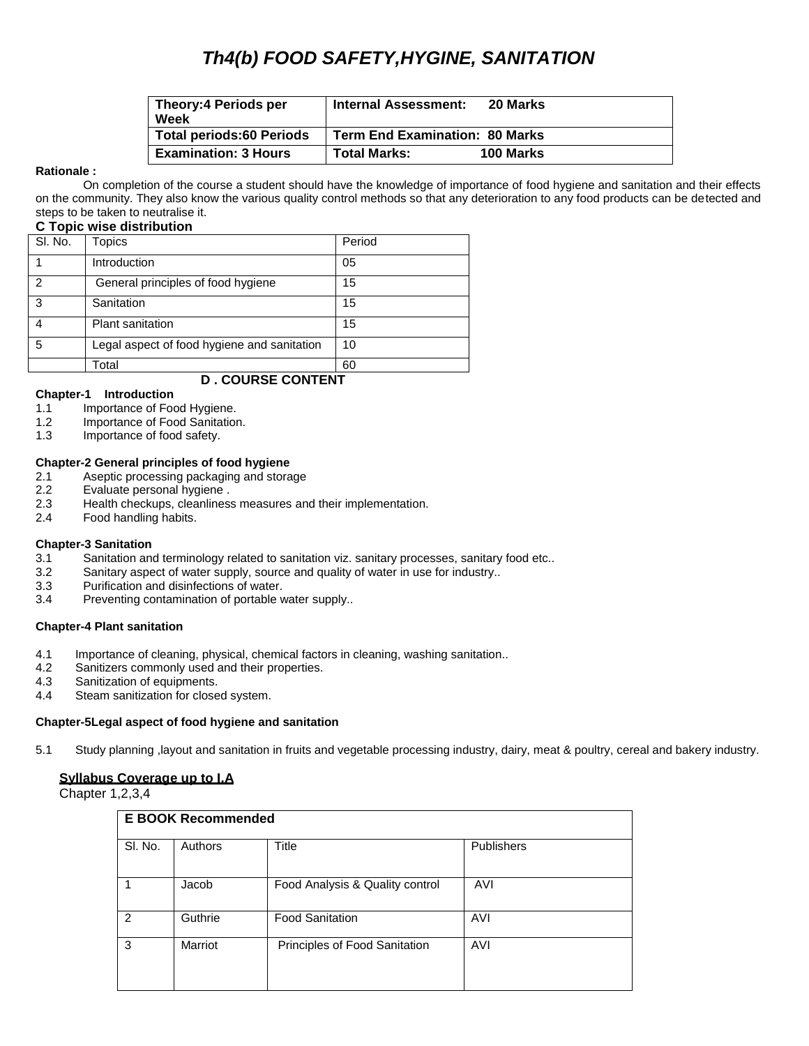# *Th4(b) FOOD SAFETY,HYGINE, SANITATION*

| Theory:4 Periods per Week | Internal Assessment: 20 Marks |
|---|---|
| **Total periods:60 Periods** | **Term End Examination: 80 Marks** |
| **Examination: 3 Hours** | **Total Marks: 100 Marks** |

**Rationale :**

On completion of the course a student should have the knowledge of importance of food hygiene and sanitation and their effects on the community. They also know the various quality control methods so that any deterioration to any food products can be detected and steps to be taken to neutralise it.

**C Topic wise distribution**

| Sl. No. | Topics | Period |
|---|---|---|
| 1 | Introduction | 05 |
| 2 | General principles of food hygiene | 15 |
| 3 | Sanitation | 15 |
| 4 | Plant sanitation | 15 |
| 5 | Legal aspect of food hygiene and sanitation | 10 |
| | Total | 60 |

**D . COURSE CONTENT**

**Chapter-1 Introduction**

1.1 Importance of Food Hygiene.
1.2 Importance of Food Sanitation.
1.3 Importance of food safety.

**Chapter-2 General principles of food hygiene**

2.1 Aseptic processing packaging and storage
2.2 Evaluate personal hygiene .
2.3 Health checkups, cleanliness measures and their implementation.
2.4 Food handling habits.

**Chapter-3 Sanitation**

3.1 Sanitation and terminology related to sanitation viz. sanitary processes, sanitary food etc..
3.2 Sanitary aspect of water supply, source and quality of water in use for industry..
3.3 Purification and disinfections of water.
3.4 Preventing contamination of portable water supply..

**Chapter-4 Plant sanitation**

4.1 Importance of cleaning, physical, chemical factors in cleaning, washing sanitation..
4.2 Sanitizers commonly used and their properties.
4.3 Sanitization of equipments.
4.4 Steam sanitization for closed system.

**Chapter-5Legal aspect of food hygiene and sanitation**

5.1 Study planning ,layout and sanitation in fruits and vegetable processing industry, dairy, meat & poultry, cereal and bakery industry.

**Syllabus Coverage up to I.A**

Chapter 1,2,3,4

| E BOOK Recommended | | | |
|---|---|---|---|
| Sl. No. | Authors | Title | Publishers |
| 1 | Jacob | Food Analysis & Quality control | AVI |
| 2 | Guthrie | Food Sanitation | AVI |
| 3 | Marriot | Principles of Food Sanitation | AVI |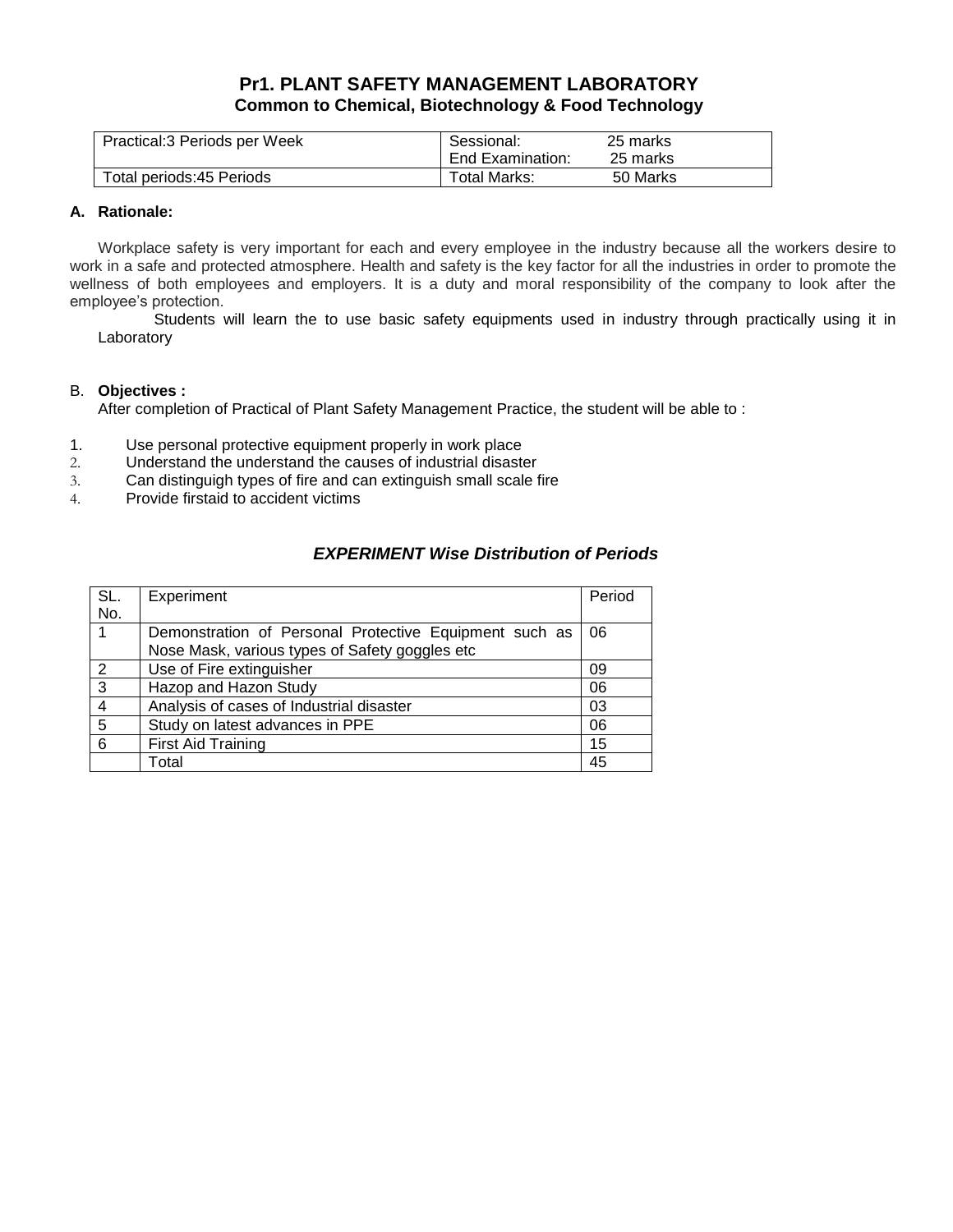# Pr1. PLANT SAFETY MANAGEMENT LABORATORY

## Common to Chemical, Biotechnology & Food Technology

| Practical:3 Periods per Week | Sessional: 25 marks<br>End Examination: 25 marks |
|---|---|
| Total periods:45 Periods | Total Marks: 50 Marks |

### A. Rationale:

Workplace safety is very important for each and every employee in the industry because all the workers desire to work in a safe and protected atmosphere. Health and safety is the key factor for all the industries in order to promote the wellness of both employees and employers. It is a duty and moral responsibility of the company to look after the employee's protection.

Students will learn the to use basic safety equipments used in industry through practically using it in Laboratory

### B. Objectives :

After completion of Practical of Plant Safety Management Practice, the student will be able to :

1. Use personal protective equipment properly in work place
2. Understand the understand the causes of industrial disaster
3. Can distinguigh types of fire and can extinguish small scale fire
4. Provide firstaid to accident victims

### *EXPERIMENT Wise Distribution of Periods*

| SL. No. | Experiment | Period |
|---|---|---|
| 1 | Demonstration of Personal Protective Equipment such as Nose Mask, various types of Safety goggles etc | 06 |
| 2 | Use of Fire extinguisher | 09 |
| 3 | Hazop and Hazon Study | 06 |
| 4 | Analysis of cases of Industrial disaster | 03 |
| 5 | Study on latest advances in PPE | 06 |
| 6 | First Aid Training | 15 |
| | Total | 45 |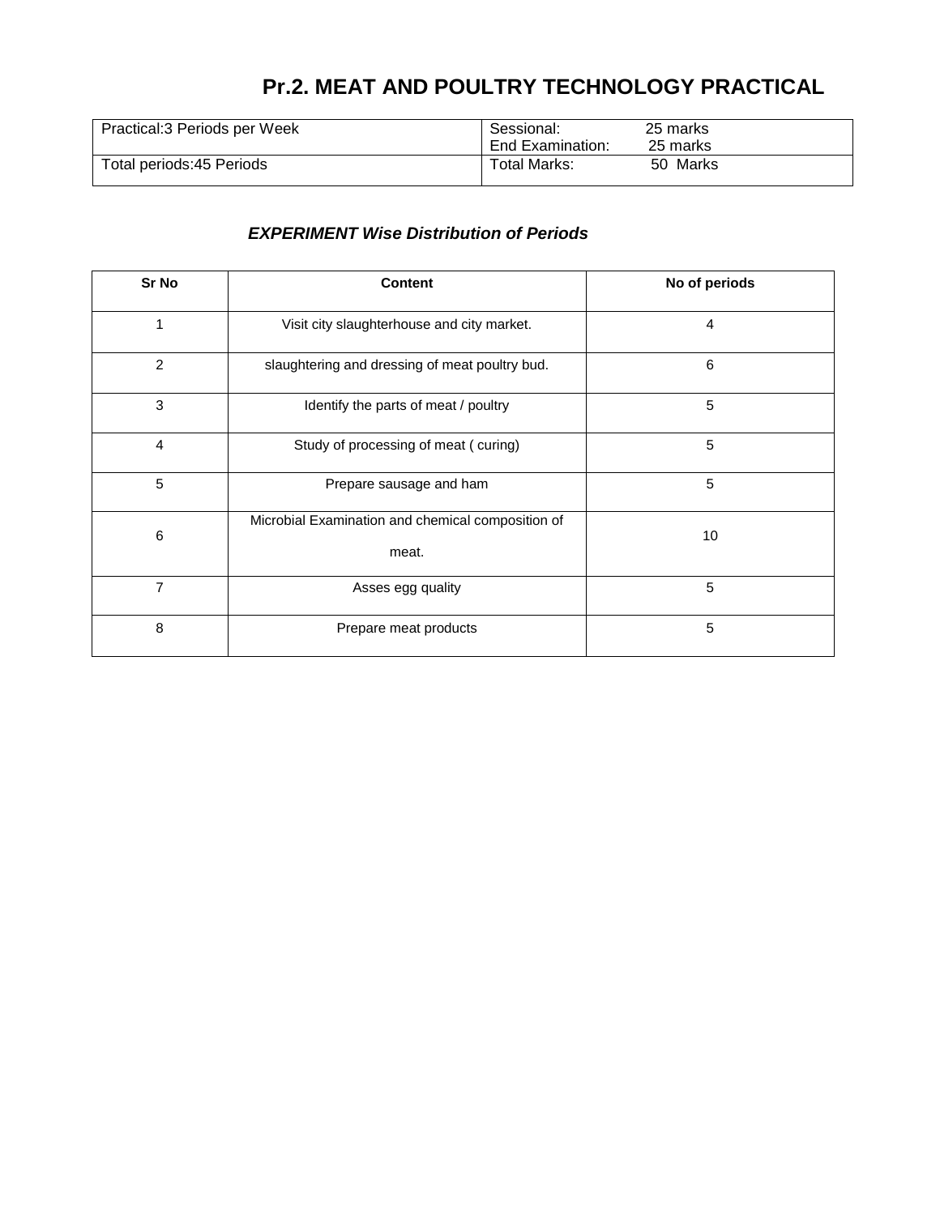# Pr.2. MEAT AND POULTRY TECHNOLOGY PRACTICAL

| Practical:3 Periods per Week | Sessional: 25 marks<br>End Examination: 25 marks |
|---|---|
| Total periods:45 Periods | Total Marks: 50 Marks |

### *EXPERIMENT Wise Distribution of Periods*

| Sr No | Content | No of periods |
|---|---|---|
| 1 | Visit city slaughterhouse and city market. | 4 |
| 2 | slaughtering and dressing of meat poultry bud. | 6 |
| 3 | Identify the parts of meat / poultry | 5 |
| 4 | Study of processing of meat ( curing) | 5 |
| 5 | Prepare sausage and ham | 5 |
| 6 | Microbial Examination and chemical composition of meat. | 10 |
| 7 | Asses egg quality | 5 |
| 8 | Prepare meat products | 5 |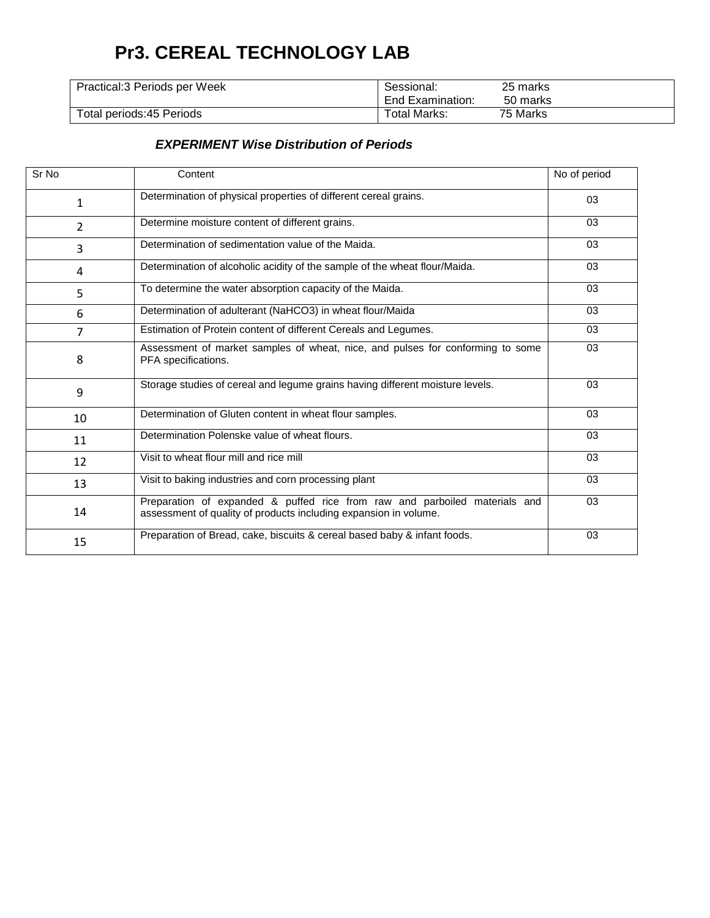# Pr3. CEREAL TECHNOLOGY LAB

| Practical:3 Periods per Week | Sessional: 25 marks<br>End Examination: 50 marks |
|---|---|
| Total periods:45 Periods | Total Marks: 75 Marks |

***EXPERIMENT Wise Distribution of Periods***

| Sr No | Content | No of period |
|---|---|---|
| 1 | Determination of physical properties of different cereal grains. | 03 |
| 2 | Determine moisture content of different grains. | 03 |
| 3 | Determination of sedimentation value of the Maida. | 03 |
| 4 | Determination of alcoholic acidity of the sample of the wheat flour/Maida. | 03 |
| 5 | To determine the water absorption capacity of the Maida. | 03 |
| 6 | Determination of adulterant ($NaHCO_3$) in wheat flour/Maida | 03 |
| 7 | Estimation of Protein content of different Cereals and Legumes. | 03 |
| 8 | Assessment of market samples of wheat, nice, and pulses for conforming to some PFA specifications. | 03 |
| 9 | Storage studies of cereal and legume grains having different moisture levels. | 03 |
| 10 | Determination of Gluten content in wheat flour samples. | 03 |
| 11 | Determination Polenske value of wheat flours. | 03 |
| 12 | Visit to wheat flour mill and rice mill | 03 |
| 13 | Visit to baking industries and corn processing plant | 03 |
| 14 | Preparation of expanded & puffed rice from raw and parboiled materials and assessment of quality of products including expansion in volume. | 03 |
| 15 | Preparation of Bread, cake, biscuits & cereal based baby & infant foods. | 03 |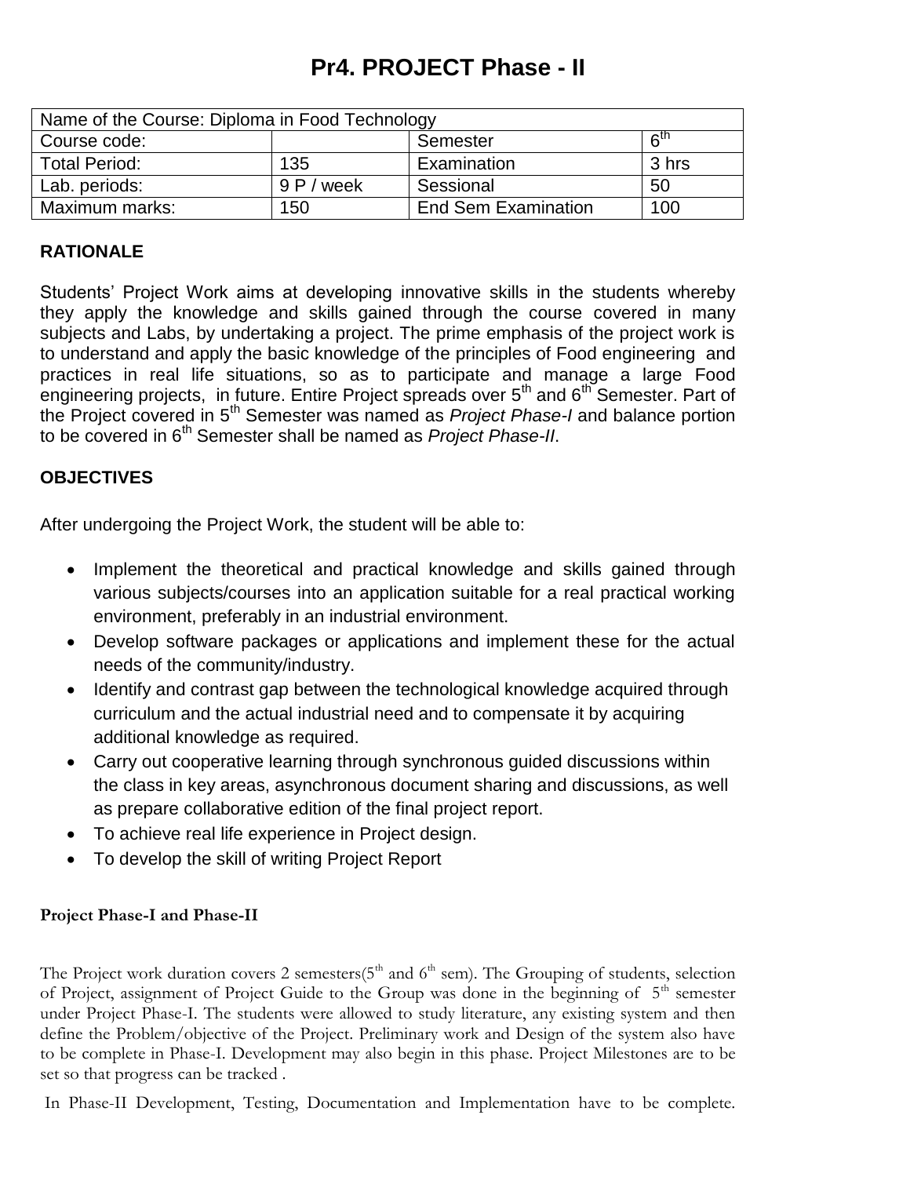# Pr4. PROJECT Phase - II

| Name of the Course: Diploma in Food Technology | | | |
|---|---|---|---|
| Course code: | | Semester | 6th |
| Total Period: | 135 | Examination | 3 hrs |
| Lab. periods: | 9 P / week | Sessional | 50 |
| Maximum marks: | 150 | End Sem Examination | 100 |

**RATIONALE**

Students' Project Work aims at developing innovative skills in the students whereby they apply the knowledge and skills gained through the course covered in many subjects and Labs, by undertaking a project. The prime emphasis of the project work is to understand and apply the basic knowledge of the principles of Food engineering and practices in real life situations, so as to participate and manage a large Food engineering projects, in future. Entire Project spreads over 5th and 6th Semester. Part of the Project covered in 5th Semester was named as *Project Phase-I* and balance portion to be covered in 6th Semester shall be named as *Project Phase-II*.

**OBJECTIVES**

After undergoing the Project Work, the student will be able to:

- Implement the theoretical and practical knowledge and skills gained through various subjects/courses into an application suitable for a real practical working environment, preferably in an industrial environment.
- Develop software packages or applications and implement these for the actual needs of the community/industry.
- Identify and contrast gap between the technological knowledge acquired through curriculum and the actual industrial need and to compensate it by acquiring additional knowledge as required.
- Carry out cooperative learning through synchronous guided discussions within the class in key areas, asynchronous document sharing and discussions, as well as prepare collaborative edition of the final project report.
- To achieve real life experience in Project design.
- To develop the skill of writing Project Report

**Project Phase-I and Phase-II**

The Project work duration covers 2 semesters(5th and 6th sem). The Grouping of students, selection of Project, assignment of Project Guide to the Group was done in the beginning of 5th semester under Project Phase-I. The students were allowed to study literature, any existing system and then define the Problem/objective of the Project. Preliminary work and Design of the system also have to be complete in Phase-I. Development may also begin in this phase. Project Milestones are to be set so that progress can be tracked .

In Phase-II Development, Testing, Documentation and Implementation have to be complete.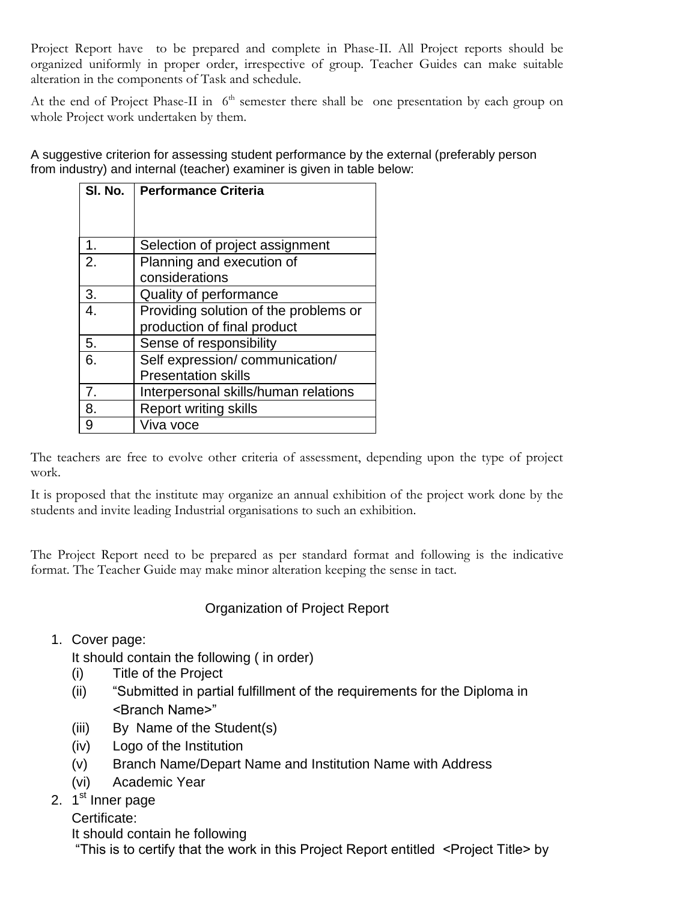Project Report have to be prepared and complete in Phase-II. All Project reports should be organized uniformly in proper order, irrespective of group. Teacher Guides can make suitable alteration in the components of Task and schedule.

At the end of Project Phase-II in 6th semester there shall be one presentation by each group on whole Project work undertaken by them.

A suggestive criterion for assessing student performance by the external (preferably person from industry) and internal (teacher) examiner is given in table below:

| Sl. No. | Performance Criteria |
|---|---|
| 1. | Selection of project assignment |
| 2. | Planning and execution of considerations |
| 3. | Quality of performance |
| 4. | Providing solution of the problems or production of final product |
| 5. | Sense of responsibility |
| 6. | Self expression/ communication/ Presentation skills |
| 7. | Interpersonal skills/human relations |
| 8. | Report writing skills |
| 9 | Viva voce |

The teachers are free to evolve other criteria of assessment, depending upon the type of project work.

It is proposed that the institute may organize an annual exhibition of the project work done by the students and invite leading Industrial organisations to such an exhibition.

The Project Report need to be prepared as per standard format and following is the indicative format. The Teacher Guide may make minor alteration keeping the sense in tact.

## Organization of Project Report

1. Cover page:
   It should contain the following ( in order)
   (i) Title of the Project
   (ii) "Submitted in partial fulfillment of the requirements for the Diploma in <Branch Name>"
   (iii) By Name of the Student(s)
   (iv) Logo of the Institution
   (v) Branch Name/Depart Name and Institution Name with Address
   (vi) Academic Year
2. 1st Inner page
   Certificate:
   It should contain he following
   "This is to certify that the work in this Project Report entitled <Project Title> by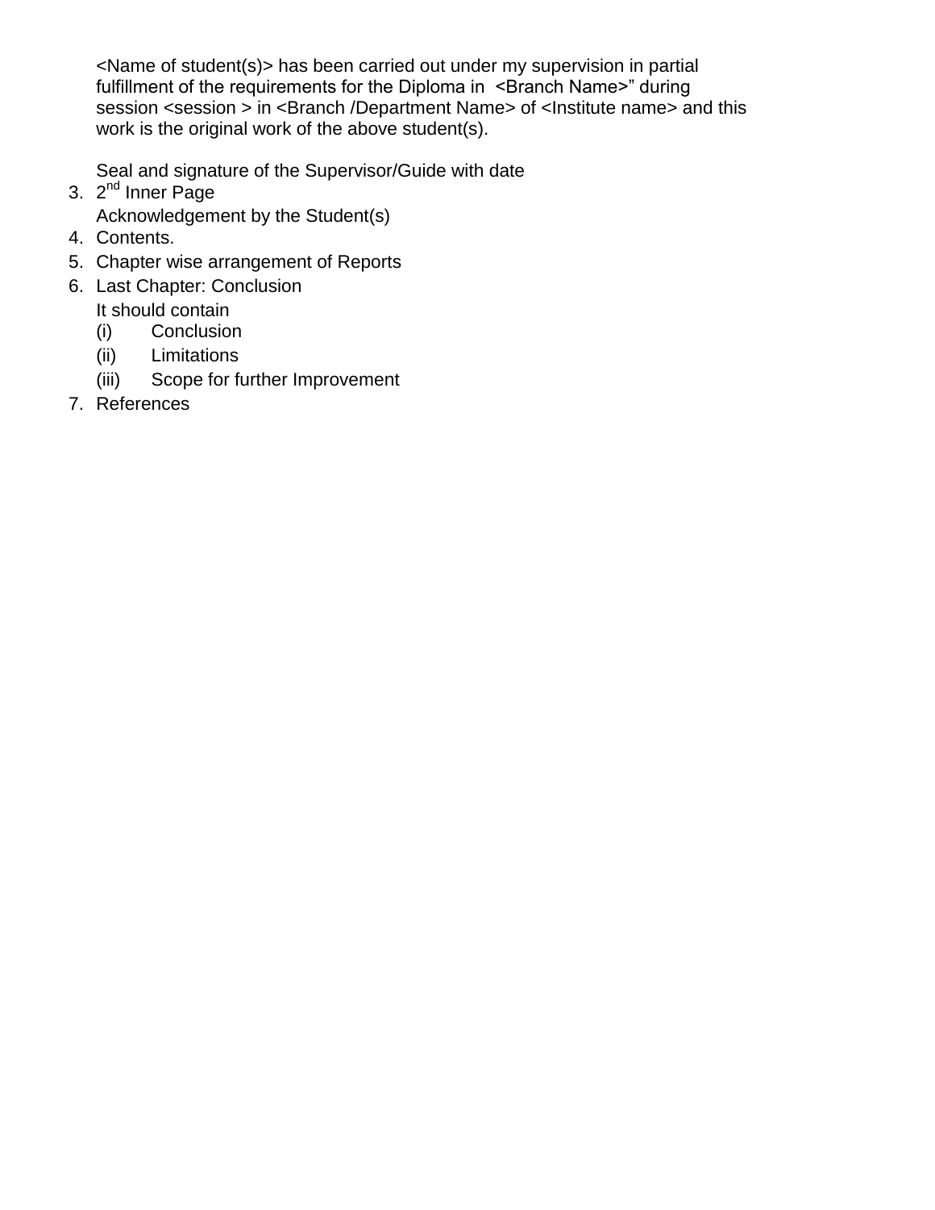<Name of student(s)> has been carried out under my supervision in partial fulfillment of the requirements for the Diploma in <Branch Name>" during session <session > in <Branch /Department Name> of <Institute name> and this work is the original work of the above student(s).

Seal and signature of the Supervisor/Guide with date

3. 2nd Inner Page

   Acknowledgement by the Student(s)
4. Contents.
5. Chapter wise arrangement of Reports
6. Last Chapter: Conclusion

   It should contain
   (i) Conclusion
   (ii) Limitations
   (iii) Scope for further Improvement
7. References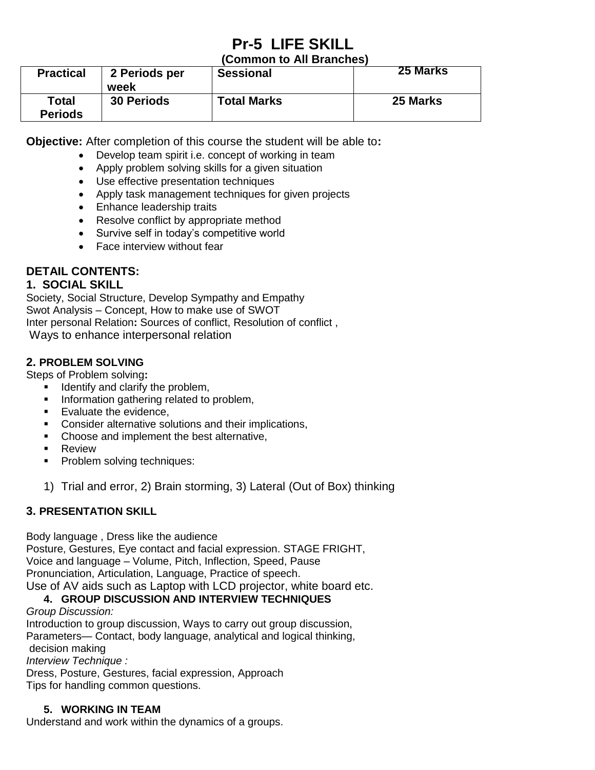# Pr-5 LIFE SKILL

**(Common to All Branches)**

| **Practical** | **2 Periods per week** | **Sessional** | **25 Marks** |
|---|---|---|---|
| **Total Periods** | **30 Periods** | **Total Marks** | **25 Marks** |

**Objective:** After completion of this course the student will be able to**:**

- Develop team spirit i.e. concept of working in team
- Apply problem solving skills for a given situation
- Use effective presentation techniques
- Apply task management techniques for given projects
- Enhance leadership traits
- Resolve conflict by appropriate method
- Survive self in today's competitive world
- Face interview without fear

## DETAIL CONTENTS:

### 1. SOCIAL SKILL

Society, Social Structure, Develop Sympathy and Empathy
Swot Analysis – Concept, How to make use of SWOT
Inter personal Relation**:** Sources of conflict, Resolution of conflict ,
Ways to enhance interpersonal relation

### 2. PROBLEM SOLVING

Steps of Problem solving**:**

- Identify and clarify the problem,
- Information gathering related to problem,
- Evaluate the evidence,
- Consider alternative solutions and their implications,
- Choose and implement the best alternative,
- Review
- Problem solving techniques:

1) Trial and error, 2) Brain storming, 3) Lateral (Out of Box) thinking

### 3. PRESENTATION SKILL

Body language , Dress like the audience
Posture, Gestures, Eye contact and facial expression. STAGE FRIGHT,
Voice and language – Volume, Pitch, Inflection, Speed, Pause
Pronunciation, Articulation, Language, Practice of speech.
Use of AV aids such as Laptop with LCD projector, white board etc.

### 4. GROUP DISCUSSION AND INTERVIEW TECHNIQUES

*Group Discussion:*
Introduction to group discussion, Ways to carry out group discussion,
Parameters— Contact, body language, analytical and logical thinking,
decision making
*Interview Technique :*
Dress, Posture, Gestures, facial expression, Approach
Tips for handling common questions.

### 5. WORKING IN TEAM

Understand and work within the dynamics of a groups.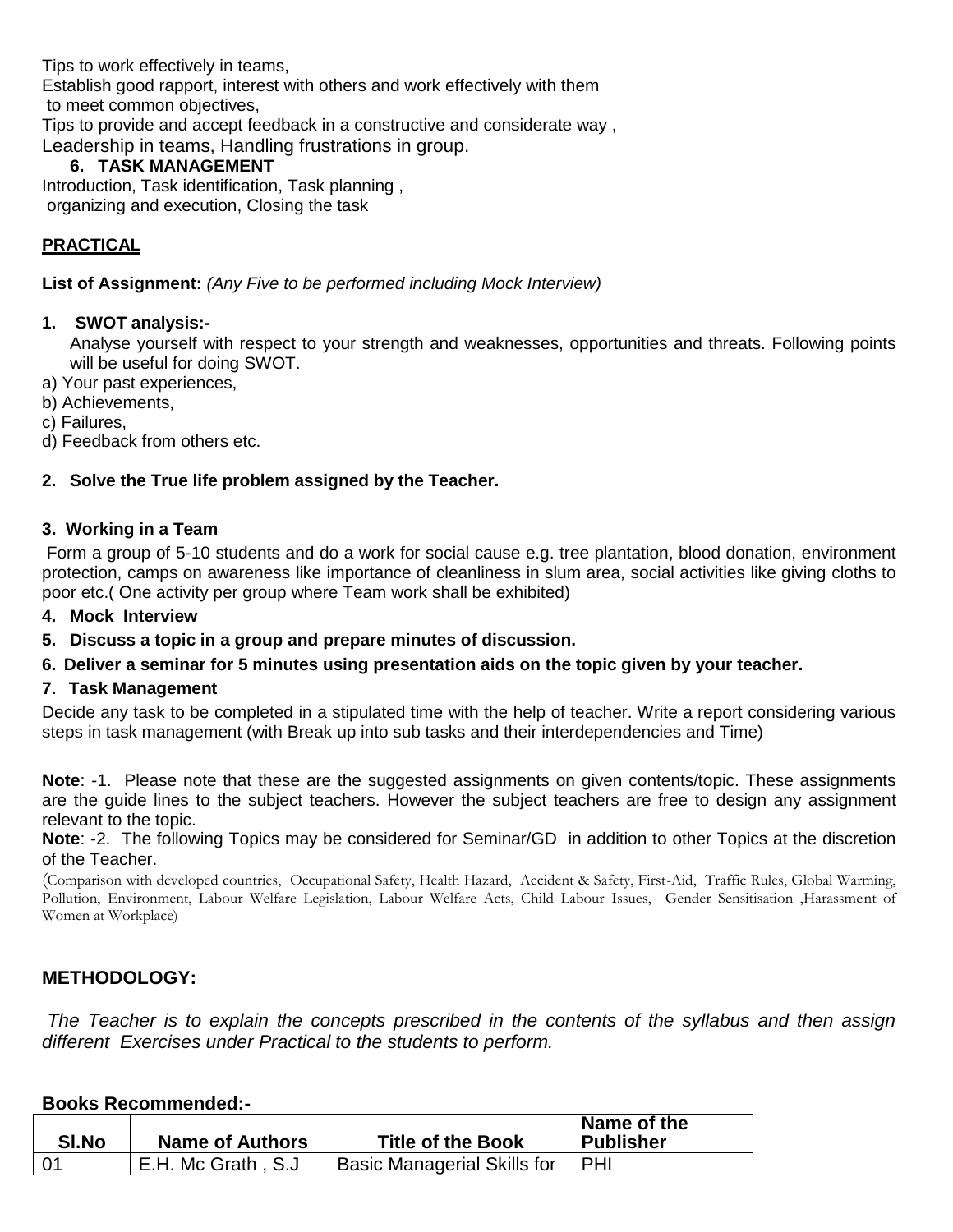Tips to work effectively in teams,
Establish good rapport, interest with others and work effectively with them
to meet common objectives,
Tips to provide and accept feedback in a constructive and considerate way ,
Leadership in teams, Handling frustrations in group.

6. **TASK MANAGEMENT**

Introduction, Task identification, Task planning ,
organizing and execution, Closing the task

## PRACTICAL

**List of Assignment:** *(Any Five to be performed including Mock Interview)*

1. **SWOT analysis:-**
   Analyse yourself with respect to your strength and weaknesses, opportunities and threats. Following points will be useful for doing SWOT.

a) Your past experiences,
b) Achievements,
c) Failures,
d) Feedback from others etc.

2. **Solve the True life problem assigned by the Teacher.**

3. **Working in a Team**

Form a group of 5-10 students and do a work for social cause e.g. tree plantation, blood donation, environment protection, camps on awareness like importance of cleanliness in slum area, social activities like giving cloths to poor etc.( One activity per group where Team work shall be exhibited)

4. **Mock Interview**
5. **Discuss a topic in a group and prepare minutes of discussion.**
6. **Deliver a seminar for 5 minutes using presentation aids on the topic given by your teacher.**
7. **Task Management**

Decide any task to be completed in a stipulated time with the help of teacher. Write a report considering various steps in task management (with Break up into sub tasks and their interdependencies and Time)

**Note**: -1. Please note that these are the suggested assignments on given contents/topic. These assignments are the guide lines to the subject teachers. However the subject teachers are free to design any assignment relevant to the topic.

**Note**: -2. The following Topics may be considered for Seminar/GD in addition to other Topics at the discretion of the Teacher.

(Comparison with developed countries, Occupational Safety, Health Hazard, Accident & Safety, First-Aid, Traffic Rules, Global Warming, Pollution, Environment, Labour Welfare Legislation, Labour Welfare Acts, Child Labour Issues, Gender Sensitisation ,Harassment of Women at Workplace)

## METHODOLOGY:

*The Teacher is to explain the concepts prescribed in the contents of the syllabus and then assign different Exercises under Practical to the students to perform.*

**Books Recommended:-**

| Sl.No | Name of Authors | Title of the Book | Name of the Publisher |
|---|---|---|---|
| 01 | E.H. Mc Grath , S.J | Basic Managerial Skills for | PHI |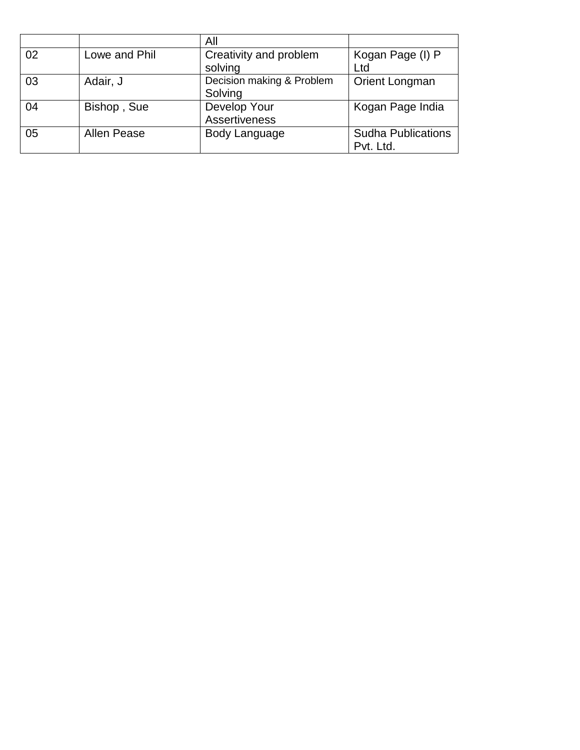| | | All | |
|---|---|---|---|
| 02 | Lowe and Phil | Creativity and problem solving | Kogan Page (I) P Ltd |
| 03 | Adair, J | Decision making & Problem Solving | Orient Longman |
| 04 | Bishop , Sue | Develop Your Assertiveness | Kogan Page India |
| 05 | Allen Pease | Body Language | Sudha Publications Pvt. Ltd. |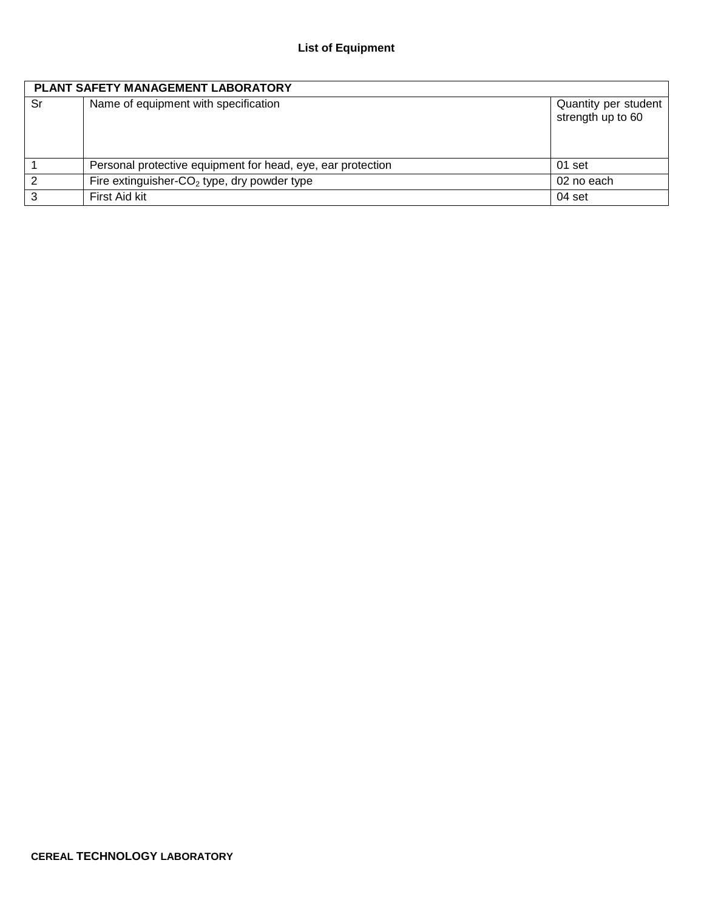**List of Equipment**

| PLANT SAFETY MANAGEMENT LABORATORY | | |
|---|---|---|
| Sr | Name of equipment with specification | Quantity per student strength up to 60 |
| 1 | Personal protective equipment for head, eye, ear protection | 01 set |
| 2 | Fire extinguisher-$CO_2$ type, dry powder type | 02 no each |
| 3 | First Aid kit | 04 set |

**CEREAL TECHNOLOGY LABORATORY**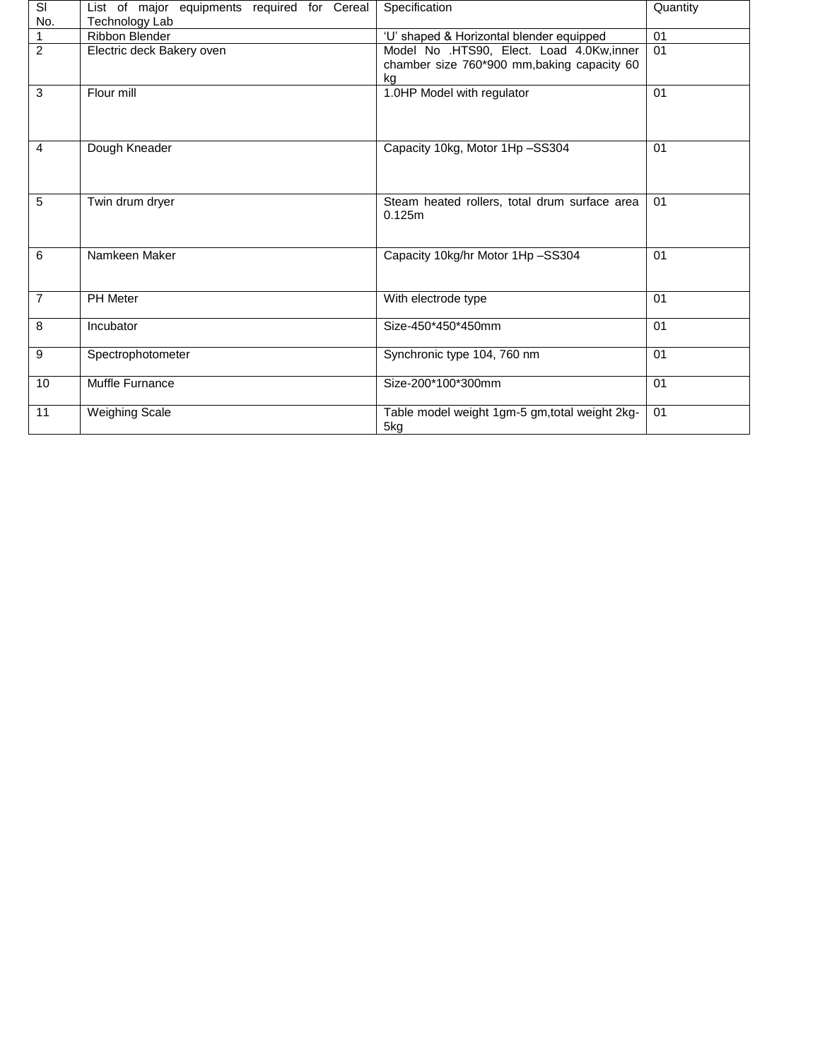| Sl No. | List of major equipments required for Cereal Technology Lab | Specification | Quantity |
|---|---|---|---|
| 1 | Ribbon Blender | ‘U’ shaped & Horizontal blender equipped | 01 |
| 2 | Electric deck Bakery oven | Model No .HTS90, Elect. Load 4.0Kw,inner chamber size 760*900 mm,baking capacity 60 kg | 01 |
| 3 | Flour mill | 1.0HP Model with regulator | 01 |
| 4 | Dough Kneader | Capacity 10kg, Motor 1Hp –SS304 | 01 |
| 5 | Twin drum dryer | Steam heated rollers, total drum surface area 0.125m | 01 |
| 6 | Namkeen Maker | Capacity 10kg/hr Motor 1Hp –SS304 | 01 |
| 7 | PH Meter | With electrode type | 01 |
| 8 | Incubator | Size-450*450*450mm | 01 |
| 9 | Spectrophotometer | Synchronic type 104, 760 nm | 01 |
| 10 | Muffle Furnance | Size-200*100*300mm | 01 |
| 11 | Weighing Scale | Table model weight 1gm-5 gm,total weight 2kg-5kg | 01 |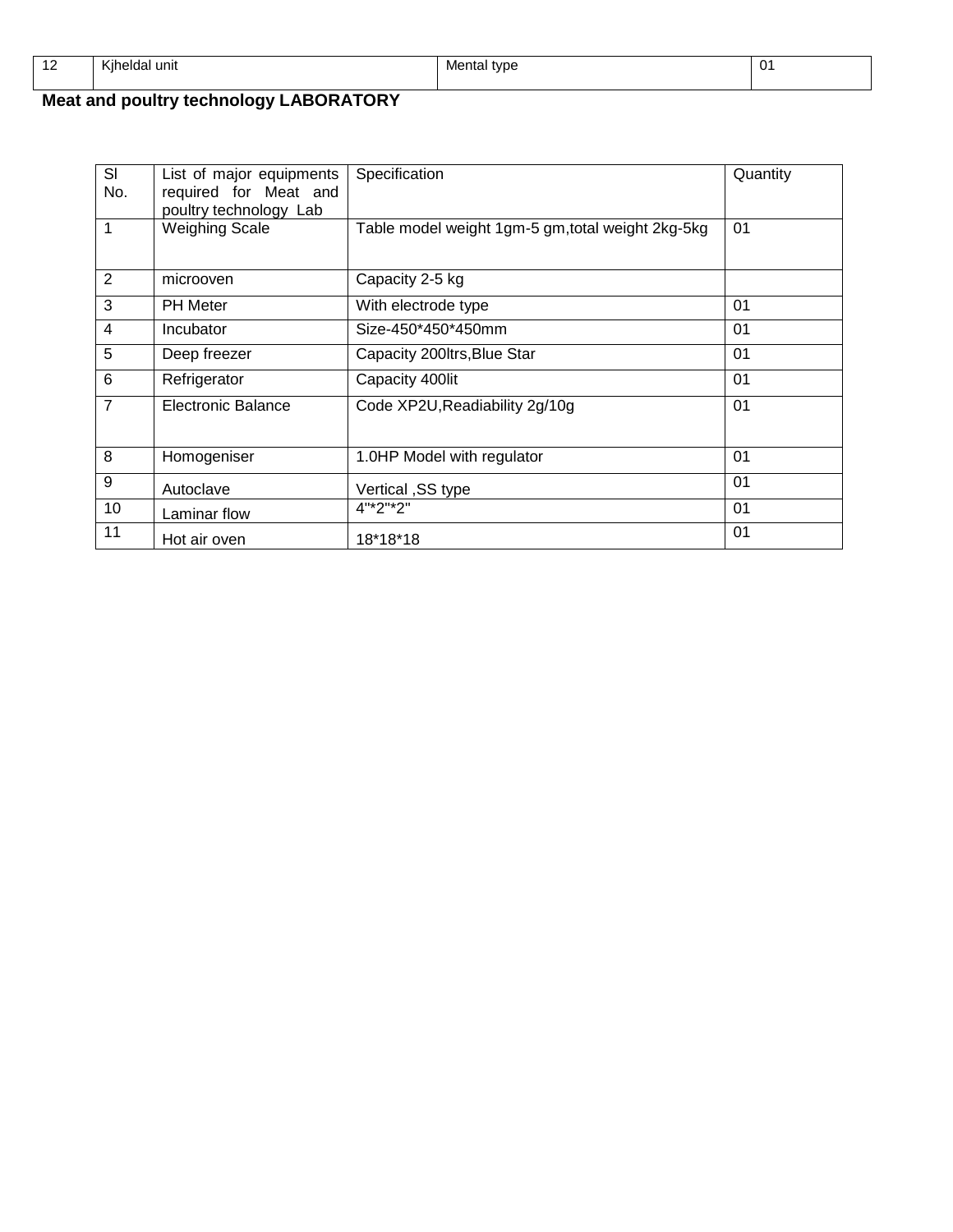| | | | |
|---|---|---|---|
| 12 | Kjheldal unit | Mental type | 01 |

**Meat and poultry technology LABORATORY**

| Sl No. | List of major equipments required for Meat and poultry technology Lab | Specification | Quantity |
|---|---|---|---|
| 1 | Weighing Scale | Table model weight 1gm-5 gm,total weight 2kg-5kg | 01 |
| 2 | microoven | Capacity 2-5 kg | |
| 3 | PH Meter | With electrode type | 01 |
| 4 | Incubator | Size-450*450*450mm | 01 |
| 5 | Deep freezer | Capacity 200ltrs,Blue Star | 01 |
| 6 | Refrigerator | Capacity 400lit | 01 |
| 7 | Electronic Balance | Code XP2U,Readiability 2g/10g | 01 |
| 8 | Homogeniser | 1.0HP Model with regulator | 01 |
| 9 | Autoclave | Vertical ,SS type | 01 |
| 10 | Laminar flow | 4"*2"*2" | 01 |
| 11 | Hot air oven | 18*18*18 | 01 |